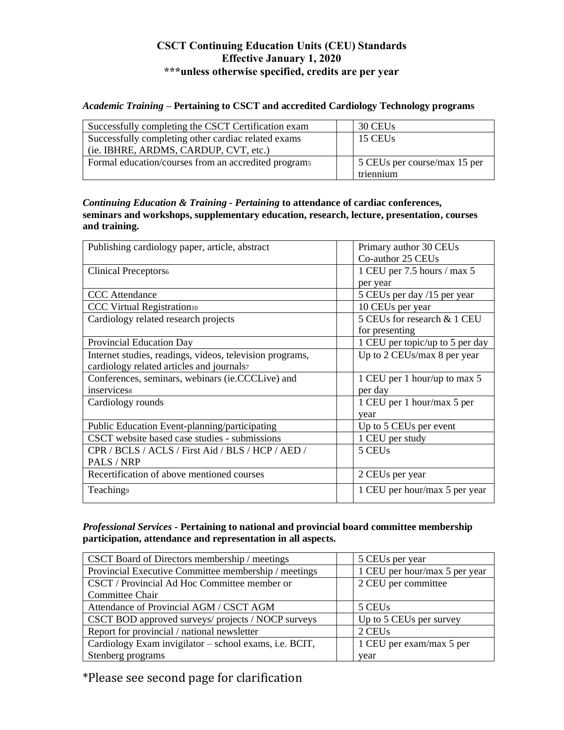# CSCT Continuing Education Units (CEU) Standards

**Effective January 1, 2020**

**\*\*\*unless otherwise specified, credits are per year**

***Academic Training* – Pertaining to CSCT and accredited Cardiology Technology programs**

| | |
|---|---|
| Successfully completing the CSCT Certification exam | 30 CEUs |
| Successfully completing other cardiac related exams (ie. IBHRE, ARDMS, CARDUP, CVT, etc.) | 15 CEUs |
| Formal education/courses from an accredited program[5] | 5 CEUs per course/max 15 per triennium |

***Continuing Education & Training - Pertaining* to attendance of cardiac conferences, seminars and workshops, supplementary education, research, lecture, presentation, courses and training.**

| | |
|---|---|
| Publishing cardiology paper, article, abstract | Primary author 30 CEUs<br>Co-author 25 CEUs |
| Clinical Preceptors[6] | 1 CEU per 7.5 hours / max 5 per year |
| CCC Attendance | 5 CEUs per day /15 per year |
| CCC Virtual Registration[10] | 10 CEUs per year |
| Cardiology related research projects | 5 CEUs for research & 1 CEU for presenting |
| Provincial Education Day | 1 CEU per topic/up to 5 per day |
| Internet studies, readings, videos, television programs, cardiology related articles and journals[7] | Up to 2 CEUs/max 8 per year |
| Conferences, seminars, webinars (ie.CCCLive) and inservices[8] | 1 CEU per 1 hour/up to max 5 per day |
| Cardiology rounds | 1 CEU per 1 hour/max 5 per year |
| Public Education Event-planning/participating | Up to 5 CEUs per event |
| CSCT website based case studies - submissions | 1 CEU per study |
| CPR / BCLS / ACLS / First Aid / BLS / HCP / AED / PALS / NRP | 5 CEUs |
| Recertification of above mentioned courses | 2 CEUs per year |
| Teaching[9] | 1 CEU per hour/max 5 per year |

***Professional Services* - Pertaining to national and provincial board committee membership participation, attendance and representation in all aspects.**

| | |
|---|---|
| CSCT Board of Directors membership / meetings | 5 CEUs per year |
| Provincial Executive Committee membership / meetings | 1 CEU per hour/max 5 per year |
| CSCT / Provincial Ad Hoc Committee member or Committee Chair | 2 CEU per committee |
| Attendance of Provincial AGM / CSCT AGM | 5 CEUs |
| CSCT BOD approved surveys/ projects / NOCP surveys | Up to 5 CEUs per survey |
| Report for provincial / national newsletter | 2 CEUs |
| Cardiology Exam invigilator – school exams, i.e. BCIT, Stenberg programs | 1 CEU per exam/max 5 per year |

\*Please see second page for clarification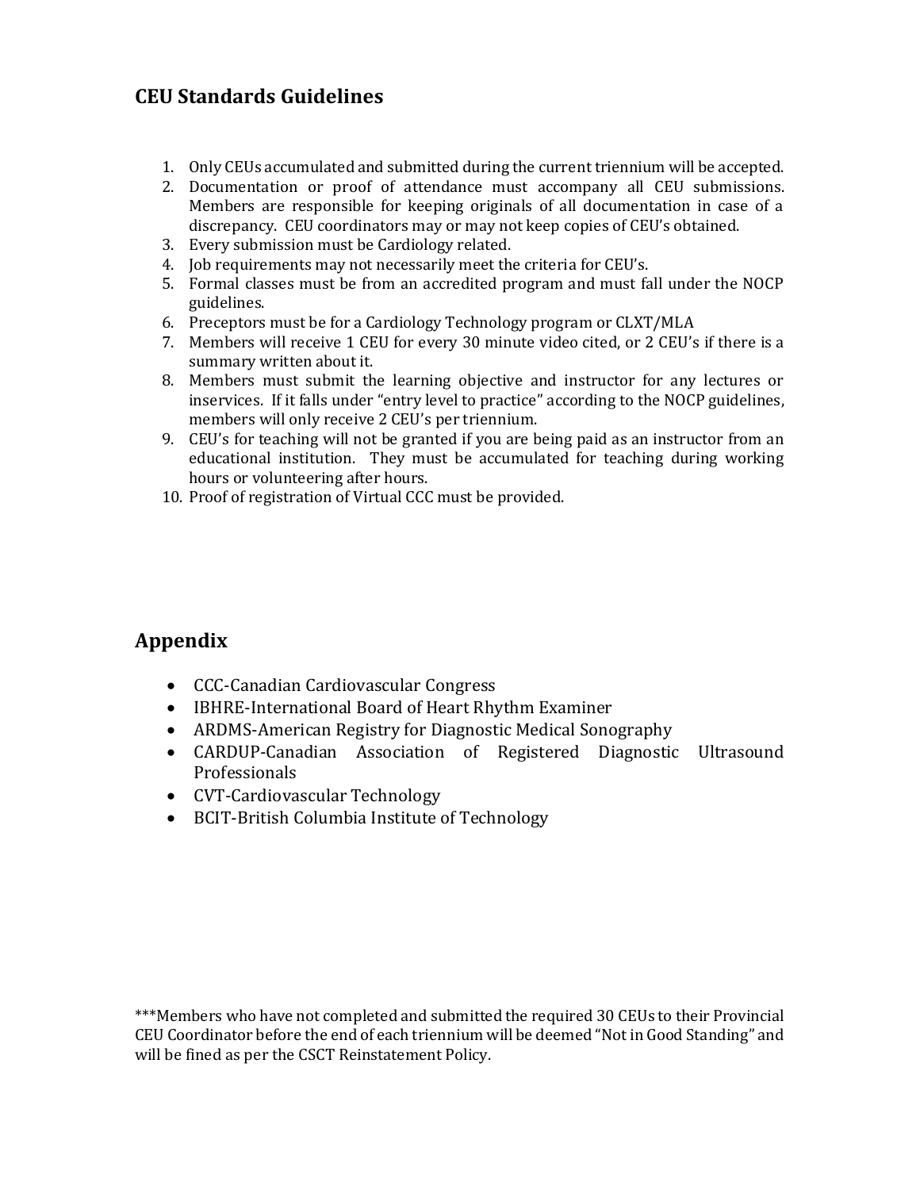## CEU Standards Guidelines

1. Only CEUs accumulated and submitted during the current triennium will be accepted.
2. Documentation or proof of attendance must accompany all CEU submissions. Members are responsible for keeping originals of all documentation in case of a discrepancy. CEU coordinators may or may not keep copies of CEU's obtained.
3. Every submission must be Cardiology related.
4. Job requirements may not necessarily meet the criteria for CEU's.
5. Formal classes must be from an accredited program and must fall under the NOCP guidelines.
6. Preceptors must be for a Cardiology Technology program or CLXT/MLA
7. Members will receive 1 CEU for every 30 minute video cited, or 2 CEU's if there is a summary written about it.
8. Members must submit the learning objective and instructor for any lectures or inservices. If it falls under "entry level to practice" according to the NOCP guidelines, members will only receive 2 CEU's per triennium.
9. CEU's for teaching will not be granted if you are being paid as an instructor from an educational institution. They must be accumulated for teaching during working hours or volunteering after hours.
10. Proof of registration of Virtual CCC must be provided.

## Appendix

- CCC-Canadian Cardiovascular Congress
- IBHRE-International Board of Heart Rhythm Examiner
- ARDMS-American Registry for Diagnostic Medical Sonography
- CARDUP-Canadian Association of Registered Diagnostic Ultrasound Professionals
- CVT-Cardiovascular Technology
- BCIT-British Columbia Institute of Technology

***Members who have not completed and submitted the required 30 CEUs to their Provincial CEU Coordinator before the end of each triennium will be deemed "Not in Good Standing" and will be fined as per the CSCT Reinstatement Policy.